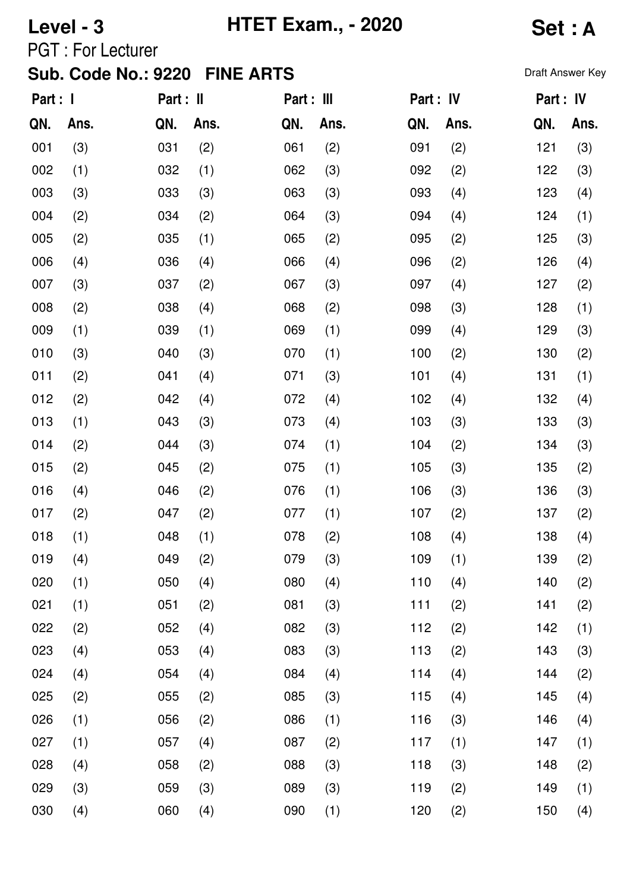**Level - 3** **HTET Exam., - 2020** **Set : A**

PGT : For Lecturer

**Sub. Code No.: 9220 FINE ARTS**

Draft Answer Key

| Part : I | | Part : II | | Part : III | | Part : IV | | Part : IV | |
|---|---|---|---|---|---|---|---|---|---|
| QN. | Ans. | QN. | Ans. | QN. | Ans. | QN. | Ans. | QN. | Ans. |
| 001 | (3) | 031 | (2) | 061 | (2) | 091 | (2) | 121 | (3) |
| 002 | (1) | 032 | (1) | 062 | (3) | 092 | (2) | 122 | (3) |
| 003 | (3) | 033 | (3) | 063 | (3) | 093 | (4) | 123 | (4) |
| 004 | (2) | 034 | (2) | 064 | (3) | 094 | (4) | 124 | (1) |
| 005 | (2) | 035 | (1) | 065 | (2) | 095 | (2) | 125 | (3) |
| 006 | (4) | 036 | (4) | 066 | (4) | 096 | (2) | 126 | (4) |
| 007 | (3) | 037 | (2) | 067 | (3) | 097 | (4) | 127 | (2) |
| 008 | (2) | 038 | (4) | 068 | (2) | 098 | (3) | 128 | (1) |
| 009 | (1) | 039 | (1) | 069 | (1) | 099 | (4) | 129 | (3) |
| 010 | (3) | 040 | (3) | 070 | (1) | 100 | (2) | 130 | (2) |
| 011 | (2) | 041 | (4) | 071 | (3) | 101 | (4) | 131 | (1) |
| 012 | (2) | 042 | (4) | 072 | (4) | 102 | (4) | 132 | (4) |
| 013 | (1) | 043 | (3) | 073 | (4) | 103 | (3) | 133 | (3) |
| 014 | (2) | 044 | (3) | 074 | (1) | 104 | (2) | 134 | (3) |
| 015 | (2) | 045 | (2) | 075 | (1) | 105 | (3) | 135 | (2) |
| 016 | (4) | 046 | (2) | 076 | (1) | 106 | (3) | 136 | (3) |
| 017 | (2) | 047 | (2) | 077 | (1) | 107 | (2) | 137 | (2) |
| 018 | (1) | 048 | (1) | 078 | (2) | 108 | (4) | 138 | (4) |
| 019 | (4) | 049 | (2) | 079 | (3) | 109 | (1) | 139 | (2) |
| 020 | (1) | 050 | (4) | 080 | (4) | 110 | (4) | 140 | (2) |
| 021 | (1) | 051 | (2) | 081 | (3) | 111 | (2) | 141 | (2) |
| 022 | (2) | 052 | (4) | 082 | (3) | 112 | (2) | 142 | (1) |
| 023 | (4) | 053 | (4) | 083 | (3) | 113 | (2) | 143 | (3) |
| 024 | (4) | 054 | (4) | 084 | (4) | 114 | (4) | 144 | (2) |
| 025 | (2) | 055 | (2) | 085 | (3) | 115 | (4) | 145 | (4) |
| 026 | (1) | 056 | (2) | 086 | (1) | 116 | (3) | 146 | (4) |
| 027 | (1) | 057 | (4) | 087 | (2) | 117 | (1) | 147 | (1) |
| 028 | (4) | 058 | (2) | 088 | (3) | 118 | (3) | 148 | (2) |
| 029 | (3) | 059 | (3) | 089 | (3) | 119 | (2) | 149 | (1) |
| 030 | (4) | 060 | (4) | 090 | (1) | 120 | (2) | 150 | (4) |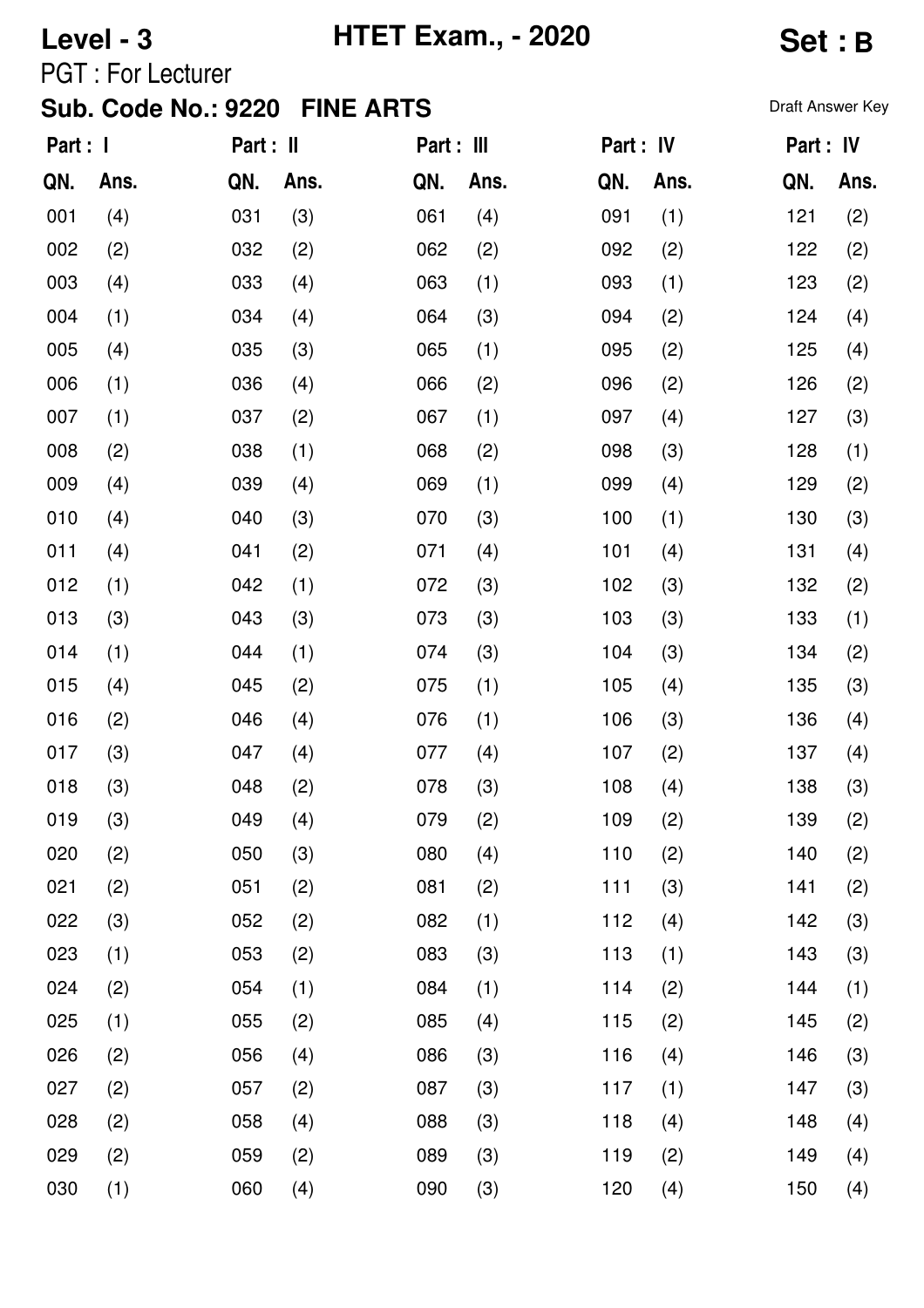**Level - 3** **HTET Exam., - 2020** **Set : B**

PGT : For Lecturer

**Sub. Code No.: 9220 FINE ARTS**

Draft Answer Key

| Part : I | | Part : II | | Part : III | | Part : IV | | Part : IV | |
|---|---|---|---|---|---|---|---|---|---|
| QN. | Ans. | QN. | Ans. | QN. | Ans. | QN. | Ans. | QN. | Ans. |
| 001 | (4) | 031 | (3) | 061 | (4) | 091 | (1) | 121 | (2) |
| 002 | (2) | 032 | (2) | 062 | (2) | 092 | (2) | 122 | (2) |
| 003 | (4) | 033 | (4) | 063 | (1) | 093 | (1) | 123 | (2) |
| 004 | (1) | 034 | (4) | 064 | (3) | 094 | (2) | 124 | (4) |
| 005 | (4) | 035 | (3) | 065 | (1) | 095 | (2) | 125 | (4) |
| 006 | (1) | 036 | (4) | 066 | (2) | 096 | (2) | 126 | (2) |
| 007 | (1) | 037 | (2) | 067 | (1) | 097 | (4) | 127 | (3) |
| 008 | (2) | 038 | (1) | 068 | (2) | 098 | (3) | 128 | (1) |
| 009 | (4) | 039 | (4) | 069 | (1) | 099 | (4) | 129 | (2) |
| 010 | (4) | 040 | (3) | 070 | (3) | 100 | (1) | 130 | (3) |
| 011 | (4) | 041 | (2) | 071 | (4) | 101 | (4) | 131 | (4) |
| 012 | (1) | 042 | (1) | 072 | (3) | 102 | (3) | 132 | (2) |
| 013 | (3) | 043 | (3) | 073 | (3) | 103 | (3) | 133 | (1) |
| 014 | (1) | 044 | (1) | 074 | (3) | 104 | (3) | 134 | (2) |
| 015 | (4) | 045 | (2) | 075 | (1) | 105 | (4) | 135 | (3) |
| 016 | (2) | 046 | (4) | 076 | (1) | 106 | (3) | 136 | (4) |
| 017 | (3) | 047 | (4) | 077 | (4) | 107 | (2) | 137 | (4) |
| 018 | (3) | 048 | (2) | 078 | (3) | 108 | (4) | 138 | (3) |
| 019 | (3) | 049 | (4) | 079 | (2) | 109 | (2) | 139 | (2) |
| 020 | (2) | 050 | (3) | 080 | (4) | 110 | (2) | 140 | (2) |
| 021 | (2) | 051 | (2) | 081 | (2) | 111 | (3) | 141 | (2) |
| 022 | (3) | 052 | (2) | 082 | (1) | 112 | (4) | 142 | (3) |
| 023 | (1) | 053 | (2) | 083 | (3) | 113 | (1) | 143 | (3) |
| 024 | (2) | 054 | (1) | 084 | (1) | 114 | (2) | 144 | (1) |
| 025 | (1) | 055 | (2) | 085 | (4) | 115 | (2) | 145 | (2) |
| 026 | (2) | 056 | (4) | 086 | (3) | 116 | (4) | 146 | (3) |
| 027 | (2) | 057 | (2) | 087 | (3) | 117 | (1) | 147 | (3) |
| 028 | (2) | 058 | (4) | 088 | (3) | 118 | (4) | 148 | (4) |
| 029 | (2) | 059 | (2) | 089 | (3) | 119 | (2) | 149 | (4) |
| 030 | (1) | 060 | (4) | 090 | (3) | 120 | (4) | 150 | (4) |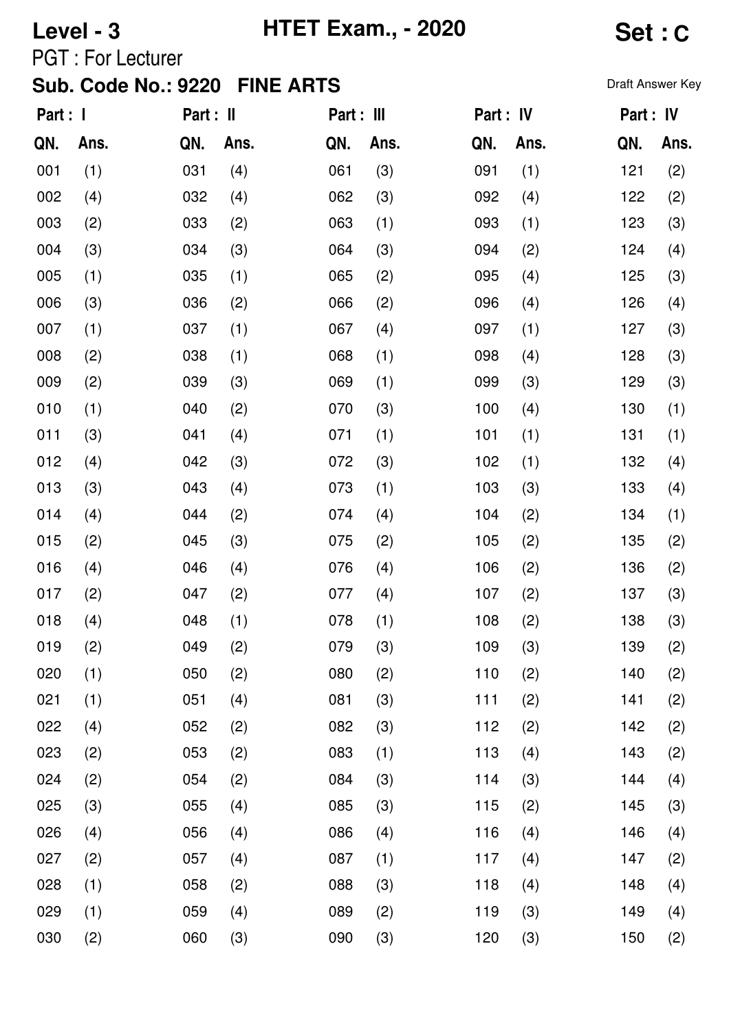**Level - 3** **HTET Exam., - 2020** **Set : C**

PGT : For Lecturer

**Sub. Code No.: 9220 FINE ARTS**

Draft Answer Key

| Part : I | | Part : II | | Part : III | | Part : IV | | Part : IV | |
|---|---|---|---|---|---|---|---|---|---|
| QN. | Ans. | QN. | Ans. | QN. | Ans. | QN. | Ans. | QN. | Ans. |
| 001 | (1) | 031 | (4) | 061 | (3) | 091 | (1) | 121 | (2) |
| 002 | (4) | 032 | (4) | 062 | (3) | 092 | (4) | 122 | (2) |
| 003 | (2) | 033 | (2) | 063 | (1) | 093 | (1) | 123 | (3) |
| 004 | (3) | 034 | (3) | 064 | (3) | 094 | (2) | 124 | (4) |
| 005 | (1) | 035 | (1) | 065 | (2) | 095 | (4) | 125 | (3) |
| 006 | (3) | 036 | (2) | 066 | (2) | 096 | (4) | 126 | (4) |
| 007 | (1) | 037 | (1) | 067 | (4) | 097 | (1) | 127 | (3) |
| 008 | (2) | 038 | (1) | 068 | (1) | 098 | (4) | 128 | (3) |
| 009 | (2) | 039 | (3) | 069 | (1) | 099 | (3) | 129 | (3) |
| 010 | (1) | 040 | (2) | 070 | (3) | 100 | (4) | 130 | (1) |
| 011 | (3) | 041 | (4) | 071 | (1) | 101 | (1) | 131 | (1) |
| 012 | (4) | 042 | (3) | 072 | (3) | 102 | (1) | 132 | (4) |
| 013 | (3) | 043 | (4) | 073 | (1) | 103 | (3) | 133 | (4) |
| 014 | (4) | 044 | (2) | 074 | (4) | 104 | (2) | 134 | (1) |
| 015 | (2) | 045 | (3) | 075 | (2) | 105 | (2) | 135 | (2) |
| 016 | (4) | 046 | (4) | 076 | (4) | 106 | (2) | 136 | (2) |
| 017 | (2) | 047 | (2) | 077 | (4) | 107 | (2) | 137 | (3) |
| 018 | (4) | 048 | (1) | 078 | (1) | 108 | (2) | 138 | (3) |
| 019 | (2) | 049 | (2) | 079 | (3) | 109 | (3) | 139 | (2) |
| 020 | (1) | 050 | (2) | 080 | (2) | 110 | (2) | 140 | (2) |
| 021 | (1) | 051 | (4) | 081 | (3) | 111 | (2) | 141 | (2) |
| 022 | (4) | 052 | (2) | 082 | (3) | 112 | (2) | 142 | (2) |
| 023 | (2) | 053 | (2) | 083 | (1) | 113 | (4) | 143 | (2) |
| 024 | (2) | 054 | (2) | 084 | (3) | 114 | (3) | 144 | (4) |
| 025 | (3) | 055 | (4) | 085 | (3) | 115 | (2) | 145 | (3) |
| 026 | (4) | 056 | (4) | 086 | (4) | 116 | (4) | 146 | (4) |
| 027 | (2) | 057 | (4) | 087 | (1) | 117 | (4) | 147 | (2) |
| 028 | (1) | 058 | (2) | 088 | (3) | 118 | (4) | 148 | (4) |
| 029 | (1) | 059 | (4) | 089 | (2) | 119 | (3) | 149 | (4) |
| 030 | (2) | 060 | (3) | 090 | (3) | 120 | (3) | 150 | (2) |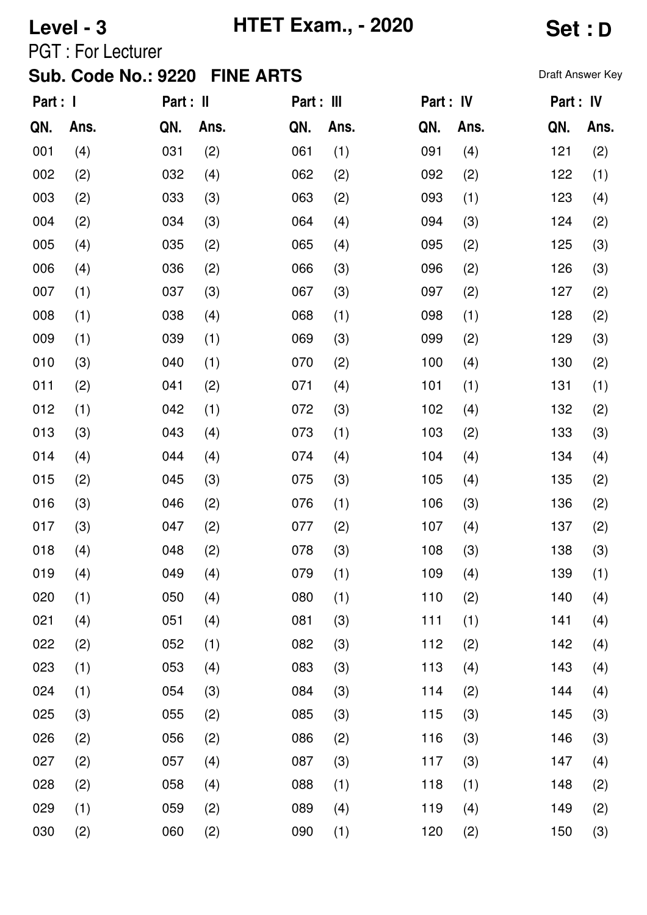**Level - 3** **HTET Exam., - 2020** **Set : D**

PGT : For Lecturer

**Sub. Code No.: 9220 FINE ARTS**

Draft Answer Key

| Part : I | | Part : II | | Part : III | | Part : IV | | Part : IV | |
|---|---|---|---|---|---|---|---|---|---|
| **QN.** | **Ans.** | **QN.** | **Ans.** | **QN.** | **Ans.** | **QN.** | **Ans.** | **QN.** | **Ans.** |
| 001 | (4) | 031 | (2) | 061 | (1) | 091 | (4) | 121 | (2) |
| 002 | (2) | 032 | (4) | 062 | (2) | 092 | (2) | 122 | (1) |
| 003 | (2) | 033 | (3) | 063 | (2) | 093 | (1) | 123 | (4) |
| 004 | (2) | 034 | (3) | 064 | (4) | 094 | (3) | 124 | (2) |
| 005 | (4) | 035 | (2) | 065 | (4) | 095 | (2) | 125 | (3) |
| 006 | (4) | 036 | (2) | 066 | (3) | 096 | (2) | 126 | (3) |
| 007 | (1) | 037 | (3) | 067 | (3) | 097 | (2) | 127 | (2) |
| 008 | (1) | 038 | (4) | 068 | (1) | 098 | (1) | 128 | (2) |
| 009 | (1) | 039 | (1) | 069 | (3) | 099 | (2) | 129 | (3) |
| 010 | (3) | 040 | (1) | 070 | (2) | 100 | (4) | 130 | (2) |
| 011 | (2) | 041 | (2) | 071 | (4) | 101 | (1) | 131 | (1) |
| 012 | (1) | 042 | (1) | 072 | (3) | 102 | (4) | 132 | (2) |
| 013 | (3) | 043 | (4) | 073 | (1) | 103 | (2) | 133 | (3) |
| 014 | (4) | 044 | (4) | 074 | (4) | 104 | (4) | 134 | (4) |
| 015 | (2) | 045 | (3) | 075 | (3) | 105 | (4) | 135 | (2) |
| 016 | (3) | 046 | (2) | 076 | (1) | 106 | (3) | 136 | (2) |
| 017 | (3) | 047 | (2) | 077 | (2) | 107 | (4) | 137 | (2) |
| 018 | (4) | 048 | (2) | 078 | (3) | 108 | (3) | 138 | (3) |
| 019 | (4) | 049 | (4) | 079 | (1) | 109 | (4) | 139 | (1) |
| 020 | (1) | 050 | (4) | 080 | (1) | 110 | (2) | 140 | (4) |
| 021 | (4) | 051 | (4) | 081 | (3) | 111 | (1) | 141 | (4) |
| 022 | (2) | 052 | (1) | 082 | (3) | 112 | (2) | 142 | (4) |
| 023 | (1) | 053 | (4) | 083 | (3) | 113 | (4) | 143 | (4) |
| 024 | (1) | 054 | (3) | 084 | (3) | 114 | (2) | 144 | (4) |
| 025 | (3) | 055 | (2) | 085 | (3) | 115 | (3) | 145 | (3) |
| 026 | (2) | 056 | (2) | 086 | (2) | 116 | (3) | 146 | (3) |
| 027 | (2) | 057 | (4) | 087 | (3) | 117 | (3) | 147 | (4) |
| 028 | (2) | 058 | (4) | 088 | (1) | 118 | (1) | 148 | (2) |
| 029 | (1) | 059 | (2) | 089 | (4) | 119 | (4) | 149 | (2) |
| 030 | (2) | 060 | (2) | 090 | (1) | 120 | (2) | 150 | (3) |